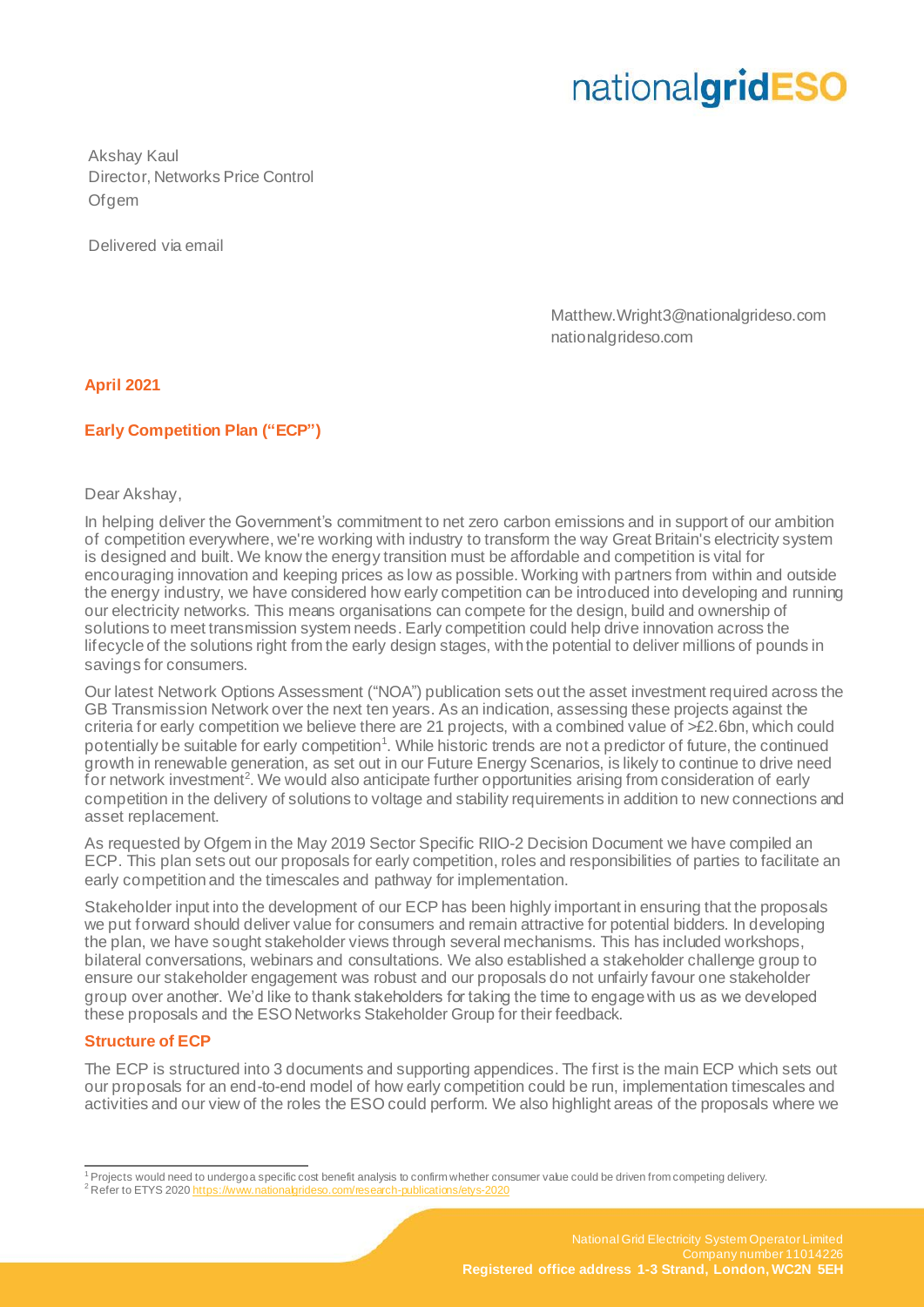nationalgridESO

Akshay Kaul
Director, Networks Price Control
Ofgem

Delivered via email

Matthew.Wright3@nationalgrideso.com
nationalgrideso.com

**April 2021**

**Early Competition Plan ("ECP")**

Dear Akshay,

In helping deliver the Government's commitment to net zero carbon emissions and in support of our ambition of competition everywhere, we're working with industry to transform the way Great Britain's electricity system is designed and built. We know the energy transition must be affordable and competition is vital for encouraging innovation and keeping prices as low as possible. Working with partners from within and outside the energy industry, we have considered how early competition can be introduced into developing and running our electricity networks. This means organisations can compete for the design, build and ownership of solutions to meet transmission system needs. Early competition could help drive innovation across the lifecycle of the solutions right from the early design stages, with the potential to deliver millions of pounds in savings for consumers.

Our latest Network Options Assessment ("NOA") publication sets out the asset investment required across the GB Transmission Network over the next ten years. As an indication, assessing these projects against the criteria for early competition we believe there are 21 projects, with a combined value of >£2.6bn, which could potentially be suitable for early competition[1]. While historic trends are not a predictor of future, the continued growth in renewable generation, as set out in our Future Energy Scenarios, is likely to continue to drive need for network investment[2]. We would also anticipate further opportunities arising from consideration of early competition in the delivery of solutions to voltage and stability requirements in addition to new connections and asset replacement.

As requested by Ofgem in the May 2019 Sector Specific RIIO-2 Decision Document we have compiled an ECP. This plan sets out our proposals for early competition, roles and responsibilities of parties to facilitate an early competition and the timescales and pathway for implementation.

Stakeholder input into the development of our ECP has been highly important in ensuring that the proposals we put forward should deliver value for consumers and remain attractive for potential bidders. In developing the plan, we have sought stakeholder views through several mechanisms. This has included workshops, bilateral conversations, webinars and consultations. We also established a stakeholder challenge group to ensure our stakeholder engagement was robust and our proposals do not unfairly favour one stakeholder group over another. We'd like to thank stakeholders for taking the time to engage with us as we developed these proposals and the ESO Networks Stakeholder Group for their feedback.

**Structure of ECP**

The ECP is structured into 3 documents and supporting appendices. The first is the main ECP which sets out our proposals for an end-to-end model of how early competition could be run, implementation timescales and activities and our view of the roles the ESO could perform. We also highlight areas of the proposals where we

[1] Projects would need to undergo a specific cost benefit analysis to confirm whether consumer value could be driven from competing delivery.
[2] Refer to ETYS 2020 https://www.nationalgrideso.com/research-publications/etys-2020

National Grid Electricity System Operator Limited
Company number 11014226
**Registered office address 1-3 Strand, London, WC2N 5EH**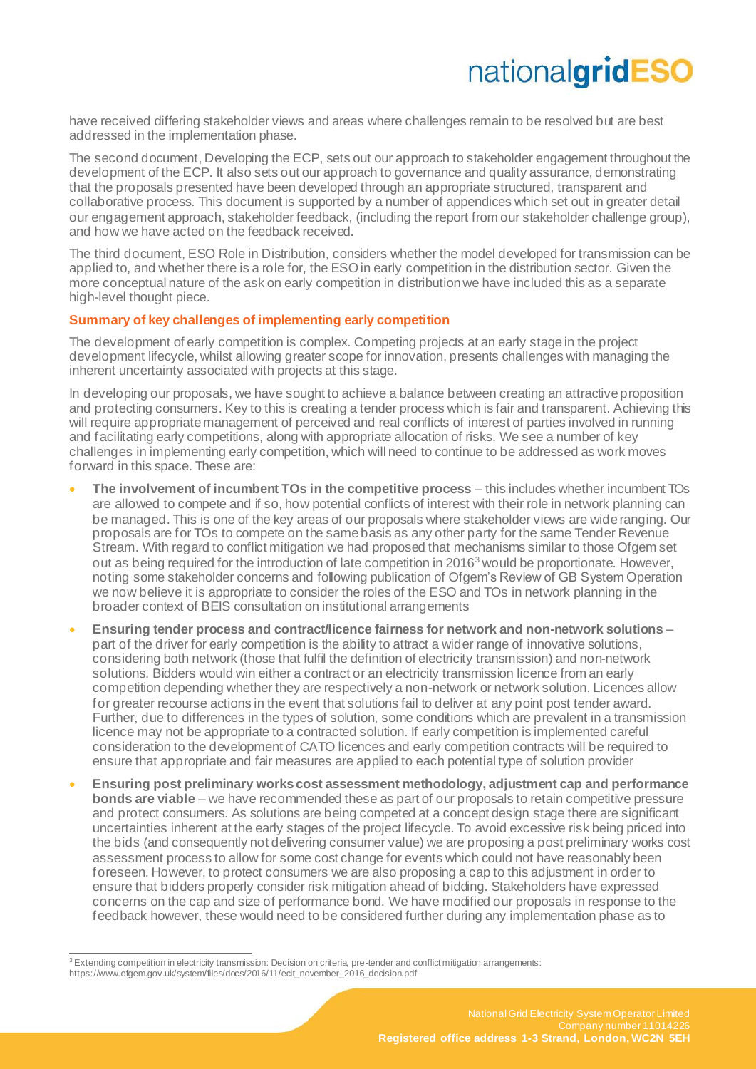have received differing stakeholder views and areas where challenges remain to be resolved but are best addressed in the implementation phase.

The second document, Developing the ECP, sets out our approach to stakeholder engagement throughout the development of the ECP. It also sets out our approach to governance and quality assurance, demonstrating that the proposals presented have been developed through an appropriate structured, transparent and collaborative process. This document is supported by a number of appendices which set out in greater detail our engagement approach, stakeholder feedback, (including the report from our stakeholder challenge group), and how we have acted on the feedback received.

The third document, ESO Role in Distribution, considers whether the model developed for transmission can be applied to, and whether there is a role for, the ESO in early competition in the distribution sector. Given the more conceptual nature of the ask on early competition in distribution we have included this as a separate high-level thought piece.

### Summary of key challenges of implementing early competition

The development of early competition is complex. Competing projects at an early stage in the project development lifecycle, whilst allowing greater scope for innovation, presents challenges with managing the inherent uncertainty associated with projects at this stage.

In developing our proposals, we have sought to achieve a balance between creating an attractive proposition and protecting consumers. Key to this is creating a tender process which is fair and transparent. Achieving this will require appropriate management of perceived and real conflicts of interest of parties involved in running and facilitating early competitions, along with appropriate allocation of risks. We see a number of key challenges in implementing early competition, which will need to continue to be addressed as work moves forward in this space. These are:

- **The involvement of incumbent TOs in the competitive process** – this includes whether incumbent TOs are allowed to compete and if so, how potential conflicts of interest with their role in network planning can be managed. This is one of the key areas of our proposals where stakeholder views are wide ranging. Our proposals are for TOs to compete on the same basis as any other party for the same Tender Revenue Stream. With regard to conflict mitigation we had proposed that mechanisms similar to those Ofgem set out as being required for the introduction of late competition in 2016[3] would be proportionate. However, noting some stakeholder concerns and following publication of Ofgem's Review of GB System Operation we now believe it is appropriate to consider the roles of the ESO and TOs in network planning in the broader context of BEIS consultation on institutional arrangements
- **Ensuring tender process and contract/licence fairness for network and non-network solutions** – part of the driver for early competition is the ability to attract a wider range of innovative solutions, considering both network (those that fulfil the definition of electricity transmission) and non-network solutions. Bidders would win either a contract or an electricity transmission licence from an early competition depending whether they are respectively a non-network or network solution. Licences allow for greater recourse actions in the event that solutions fail to deliver at any point post tender award. Further, due to differences in the types of solution, some conditions which are prevalent in a transmission licence may not be appropriate to a contracted solution. If early competition is implemented careful consideration to the development of CATO licences and early competition contracts will be required to ensure that appropriate and fair measures are applied to each potential type of solution provider
- **Ensuring post preliminary works cost assessment methodology, adjustment cap and performance bonds are viable** – we have recommended these as part of our proposals to retain competitive pressure and protect consumers. As solutions are being competed at a concept design stage there are significant uncertainties inherent at the early stages of the project lifecycle. To avoid excessive risk being priced into the bids (and consequently not delivering consumer value) we are proposing a post preliminary works cost assessment process to allow for some cost change for events which could not have reasonably been foreseen. However, to protect consumers we are also proposing a cap to this adjustment in order to ensure that bidders properly consider risk mitigation ahead of bidding. Stakeholders have expressed concerns on the cap and size of performance bond. We have modified our proposals in response to the feedback however, these would need to be considered further during any implementation phase as to

[3] Extending competition in electricity transmission: Decision on criteria, pre-tender and conflict mitigation arrangements: https://www.ofgem.gov.uk/system/files/docs/2016/11/ecit_november_2016_decision.pdf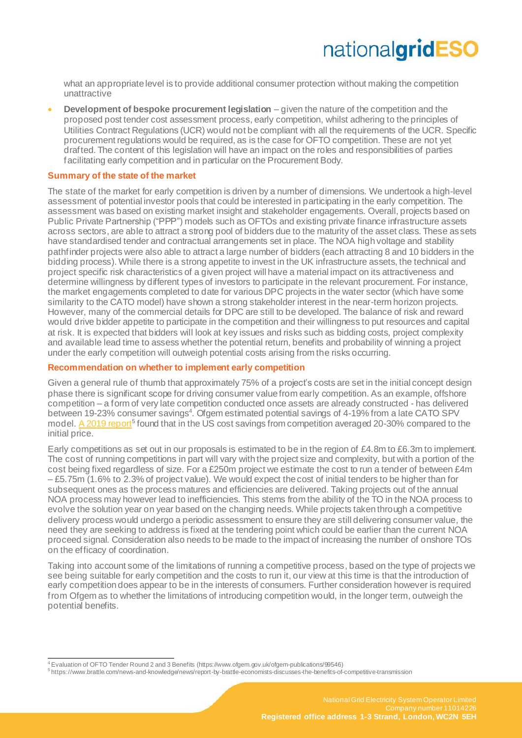what an appropriate level is to provide additional consumer protection without making the competition unattractive

- **Development of bespoke procurement legislation** – given the nature of the competition and the proposed post tender cost assessment process, early competition, whilst adhering to the principles of Utilities Contract Regulations (UCR) would not be compliant with all the requirements of the UCR. Specific procurement regulations would be required, as is the case for OFTO competition. These are not yet drafted. The content of this legislation will have an impact on the roles and responsibilities of parties facilitating early competition and in particular on the Procurement Body.

## Summary of the state of the market

The state of the market for early competition is driven by a number of dimensions. We undertook a high-level assessment of potential investor pools that could be interested in participating in the early competition. The assessment was based on existing market insight and stakeholder engagements. Overall, projects based on Public Private Partnership ("PPP") models such as OFTOs and existing private finance infrastructure assets across sectors, are able to attract a strong pool of bidders due to the maturity of the asset class. These assets have standardised tender and contractual arrangements set in place. The NOA high voltage and stability pathfinder projects were also able to attract a large number of bidders (each attracting 8 and 10 bidders in the bidding process). While there is a strong appetite to invest in the UK infrastructure assets, the technical and project specific risk characteristics of a given project will have a material impact on its attractiveness and determine willingness by different types of investors to participate in the relevant procurement. For instance, the market engagements completed to date for various DPC projects in the water sector (which have some similarity to the CATO model) have shown a strong stakeholder interest in the near-term horizon projects. However, many of the commercial details for DPC are still to be developed. The balance of risk and reward would drive bidder appetite to participate in the competition and their willingness to put resources and capital at risk. It is expected that bidders will look at key issues and risks such as bidding costs, project complexity and available lead time to assess whether the potential return, benefits and probability of winning a project under the early competition will outweigh potential costs arising from the risks occurring.

## Recommendation on whether to implement early competition

Given a general rule of thumb that approximately 75% of a project's costs are set in the initial concept design phase there is significant scope for driving consumer value from early competition. As an example, offshore competition – a form of very late competition conducted once assets are already constructed - has delivered between 19-23% consumer savings[4]. Ofgem estimated potential savings of 4-19% from a late CATO SPV model. A 2019 report[5] found that in the US cost savings from competition averaged 20-30% compared to the initial price.

Early competitions as set out in our proposals is estimated to be in the region of £4.8m to £6.3m to implement. The cost of running competitions in part will vary with the project size and complexity, but with a portion of the cost being fixed regardless of size. For a £250m project we estimate the cost to run a tender of between £4m – £5.75m (1.6% to 2.3% of project value). We would expect the cost of initial tenders to be higher than for subsequent ones as the process matures and efficiencies are delivered. Taking projects out of the annual NOA process may however lead to inefficiencies. This stems from the ability of the TO in the NOA process to evolve the solution year on year based on the changing needs. While projects taken through a competitive delivery process would undergo a periodic assessment to ensure they are still delivering consumer value, the need they are seeking to address is fixed at the tendering point which could be earlier than the current NOA proceed signal. Consideration also needs to be made to the impact of increasing the number of onshore TOs on the efficacy of coordination.

Taking into account some of the limitations of running a competitive process, based on the type of projects we see being suitable for early competition and the costs to run it, our view at this time is that the introduction of early competition does appear to be in the interests of consumers. Further consideration however is required from Ofgem as to whether the limitations of introducing competition would, in the longer term, outweigh the potential benefits.

---

[4] Evaluation of OFTO Tender Round 2 and 3 Benefits (https://www.ofgem.gov.uk/ofgem-publications/99546)

[5] https://www.brattle.com/news-and-knowledge/news/report-by-brattle-economists-discusses-the-benefits-of-competitive-transmission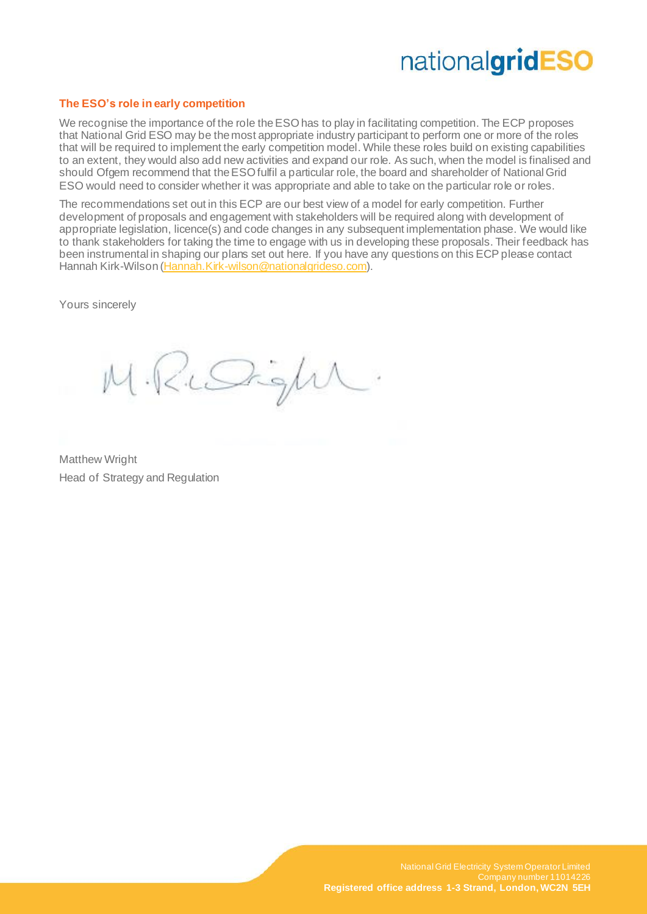### The ESO's role in early competition

We recognise the importance of the role the ESO has to play in facilitating competition. The ECP proposes that National Grid ESO may be the most appropriate industry participant to perform one or more of the roles that will be required to implement the early competition model. While these roles build on existing capabilities to an extent, they would also add new activities and expand our role. As such, when the model is finalised and should Ofgem recommend that the ESO fulfil a particular role, the board and shareholder of National Grid ESO would need to consider whether it was appropriate and able to take on the particular role or roles.

The recommendations set out in this ECP are our best view of a model for early competition. Further development of proposals and engagement with stakeholders will be required along with development of appropriate legislation, licence(s) and code changes in any subsequent implementation phase. We would like to thank stakeholders for taking the time to engage with us in developing these proposals. Their feedback has been instrumental in shaping our plans set out here. If you have any questions on this ECP please contact Hannah Kirk-Wilson (Hannah.Kirk-wilson@nationalgrideso.com).

Yours sincerely

Matthew Wright
Head of Strategy and Regulation

National Grid Electricity System Operator Limited
Company number 11014226
**Registered office address 1-3 Strand, London, WC2N 5EH**